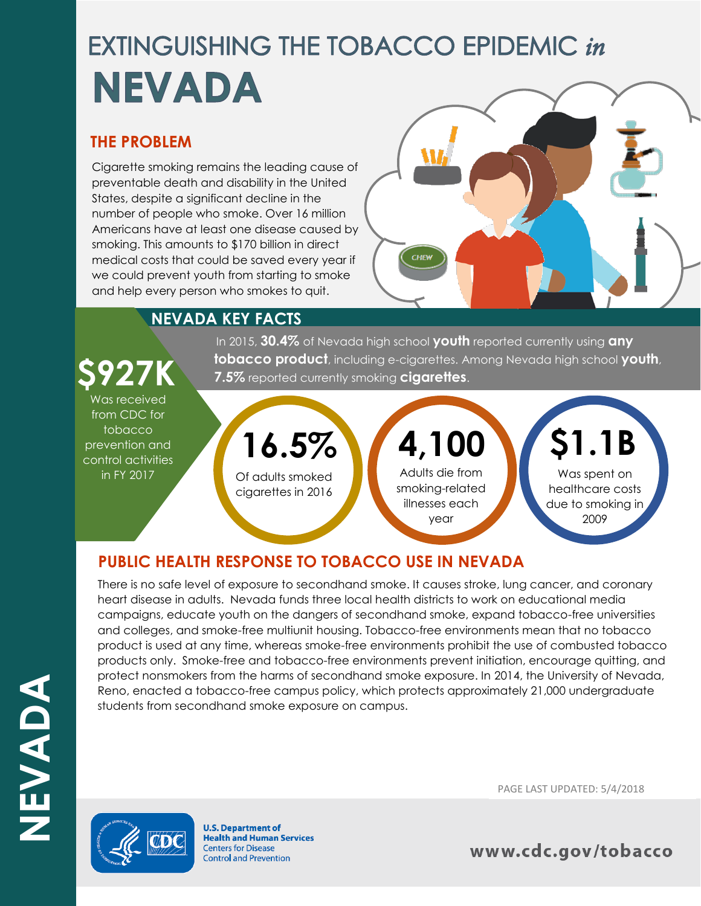# EXTINGUISHING THE TOBACCO EPIDEMIC *in* NEVADA

## THE PROBLEM

Cigarette smoking remains the leading cause of preventable death and disability in the United States, despite a significant decline in the number of people who smoke. Over 16 million Americans have at least one disease caused by smoking. This amounts to $170 billion in direct medical costs that could be saved every year if we could prevent youth from starting to smoke and help every person who smokes to quit.

## NEVADA KEY FACTS

**$927K** Was received from CDC for tobacco prevention and control activities in FY 2017

In 2015, **30.4%** of Nevada high school **youth** reported currently using **any tobacco product**, including e-cigarettes. Among Nevada high school **youth**, **7.5%** reported currently smoking **cigarettes**.

**16.5%** Of adults smoked cigarettes in 2016

**4,100** Adults die from smoking-related illnesses each year

**$1.1B** Was spent on healthcare costs due to smoking in 2009

## PUBLIC HEALTH RESPONSE TO TOBACCO USE IN NEVADA

There is no safe level of exposure to secondhand smoke. It causes stroke, lung cancer, and coronary heart disease in adults. Nevada funds three local health districts to work on educational media campaigns, educate youth on the dangers of secondhand smoke, expand tobacco-free universities and colleges, and smoke-free multiunit housing. Tobacco-free environments mean that no tobacco product is used at any time, whereas smoke-free environments prohibit the use of combusted tobacco products only. Smoke-free and tobacco-free environments prevent initiation, encourage quitting, and protect nonsmokers from the harms of secondhand smoke exposure. In 2014, the University of Nevada, Reno, enacted a tobacco-free campus policy, which protects approximately 21,000 undergraduate students from secondhand smoke exposure on campus.

PAGE LAST UPDATED: 5/4/2018

U.S. Department of Health and Human Services
Centers for Disease Control and Prevention

www.cdc.gov/tobacco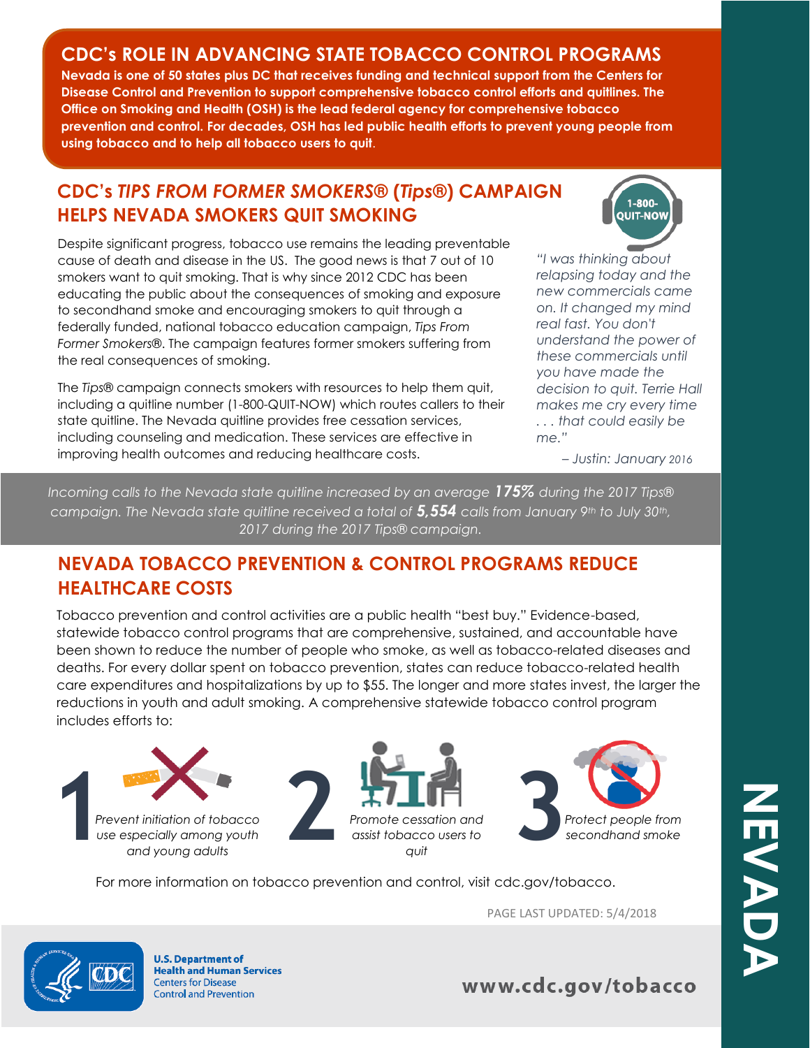## CDC's ROLE IN ADVANCING STATE TOBACCO CONTROL PROGRAMS

**Nevada is one of 50 states plus DC that receives funding and technical support from the Centers for Disease Control and Prevention to support comprehensive tobacco control efforts and quitlines. The Office on Smoking and Health (OSH) is the lead federal agency for comprehensive tobacco prevention and control. For decades, OSH has led public health efforts to prevent young people from using tobacco and to help all tobacco users to quit.**

## CDC's *TIPS FROM FORMER SMOKERS®* (*Tips®*) CAMPAIGN HELPS NEVADA SMOKERS QUIT SMOKING

Despite significant progress, tobacco use remains the leading preventable cause of death and disease in the US. The good news is that 7 out of 10 smokers want to quit smoking. That is why since 2012 CDC has been educating the public about the consequences of smoking and exposure to secondhand smoke and encouraging smokers to quit through a federally funded, national tobacco education campaign, *Tips From Former Smokers®*. The campaign features former smokers suffering from the real consequences of smoking.

The *Tips®* campaign connects smokers with resources to help them quit, including a quitline number (1-800-QUIT-NOW) which routes callers to their state quitline. The Nevada quitline provides free cessation services, including counseling and medication. These services are effective in improving health outcomes and reducing healthcare costs.

1-800-QUIT-NOW

*"I was thinking about relapsing today and the new commercials came on. It changed my mind real fast. You don't understand the power of these commercials until you have made the decision to quit. Terrie Hall makes me cry every time . . . that could easily be me."*

*– Justin: January 2016*

*Incoming calls to the Nevada state quitline increased by an average **175%** during the 2017 Tips® campaign. The Nevada state quitline received a total of **5,554** calls from January 9th to July 30th, 2017 during the 2017 Tips® campaign.*

## NEVADA TOBACCO PREVENTION & CONTROL PROGRAMS REDUCE HEALTHCARE COSTS

Tobacco prevention and control activities are a public health "best buy." Evidence-based, statewide tobacco control programs that are comprehensive, sustained, and accountable have been shown to reduce the number of people who smoke, as well as tobacco-related diseases and deaths. For every dollar spent on tobacco prevention, states can reduce tobacco-related health care expenditures and hospitalizations by up to $55. The longer and more states invest, the larger the reductions in youth and adult smoking. A comprehensive statewide tobacco control program includes efforts to:

1. *Prevent initiation of tobacco use especially among youth and young adults*
2. *Promote cessation and assist tobacco users to quit*
3. *Protect people from secondhand smoke*

For more information on tobacco prevention and control, visit cdc.gov/tobacco.

PAGE LAST UPDATED: 5/4/2018

U.S. Department of Health and Human Services
Centers for Disease Control and Prevention

www.cdc.gov/tobacco

NEVADA